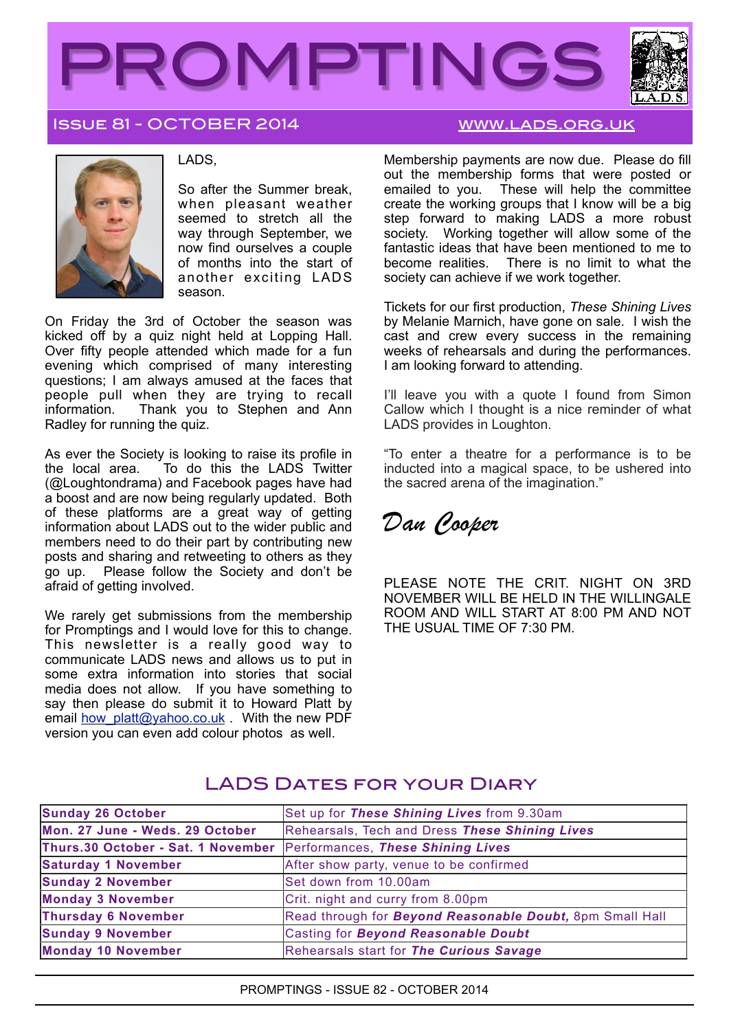# PROMPTINGS

ISSUE 81 - OCTOBER 2014 www.lads.org.uk

LADS,

So after the Summer break, when pleasant weather seemed to stretch all the way through September, we now find ourselves a couple of months into the start of another exciting LADS season.

On Friday the 3rd of October the season was kicked off by a quiz night held at Lopping Hall. Over fifty people attended which made for a fun evening which comprised of many interesting questions; I am always amused at the faces that people pull when they are trying to recall information. Thank you to Stephen and Ann Radley for running the quiz.

As ever the Society is looking to raise its profile in the local area. To do this the LADS Twitter (@Loughtondrama) and Facebook pages have had a boost and are now being regularly updated. Both of these platforms are a great way of getting information about LADS out to the wider public and members need to do their part by contributing new posts and sharing and retweeting to others as they go up. Please follow the Society and don't be afraid of getting involved.

We rarely get submissions from the membership for Promptings and I would love for this to change. This newsletter is a really good way to communicate LADS news and allows us to put in some extra information into stories that social media does not allow. If you have something to say then please do submit it to Howard Platt by email how_platt@yahoo.co.uk . With the new PDF version you can even add colour photos as well.

Membership payments are now due. Please do fill out the membership forms that were posted or emailed to you. These will help the committee create the working groups that I know will be a big step forward to making LADS a more robust society. Working together will allow some of the fantastic ideas that have been mentioned to me to become realities. There is no limit to what the society can achieve if we work together.

Tickets for our first production, *These Shining Lives* by Melanie Marnich, have gone on sale. I wish the cast and crew every success in the remaining weeks of rehearsals and during the performances. I am looking forward to attending.

I'll leave you with a quote I found from Simon Callow which I thought is a nice reminder of what LADS provides in Loughton.

"To enter a theatre for a performance is to be inducted into a magical space, to be ushered into the sacred arena of the imagination."

*Dan Cooper*

PLEASE NOTE THE CRIT. NIGHT ON 3RD NOVEMBER WILL BE HELD IN THE WILLINGALE ROOM AND WILL START AT 8:00 PM AND NOT THE USUAL TIME OF 7:30 PM.

## LADS Dates for your Diary

| | |
|---|---|
| **Sunday 26 October** | Set up for ***These Shining Lives*** from 9.30am |
| **Mon. 27 June - Weds. 29 October** | Rehearsals, Tech and Dress ***These Shining Lives*** |
| **Thurs.30 October - Sat. 1 November** | Performances, ***These Shining Lives*** |
| **Saturday 1 November** | After show party, venue to be confirmed |
| **Sunday 2 November** | Set down from 10.00am |
| **Monday 3 November** | Crit. night and curry from 8.00pm |
| **Thursday 6 November** | Read through for ***Beyond Reasonable Doubt,*** 8pm Small Hall |
| **Sunday 9 November** | Casting for ***Beyond Reasonable Doubt*** |
| **Monday 10 November** | Rehearsals start for ***The Curious Savage*** |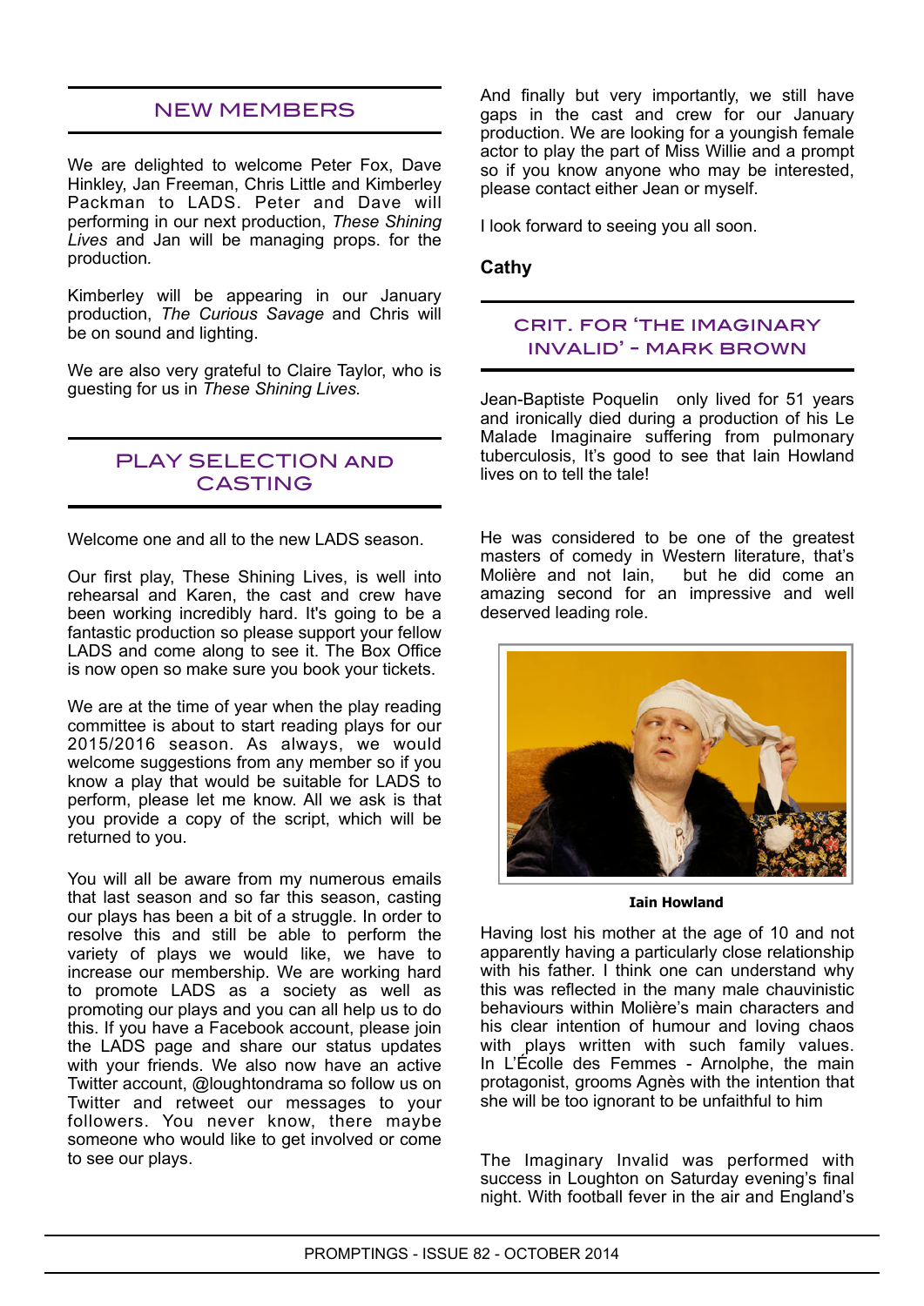## NEW MEMBERS

We are delighted to welcome Peter Fox, Dave Hinkley, Jan Freeman, Chris Little and Kimberley Packman to LADS. Peter and Dave will performing in our next production, *These Shining Lives* and Jan will be managing props. for the production.

Kimberley will be appearing in our January production, *The Curious Savage* and Chris will be on sound and lighting.

We are also very grateful to Claire Taylor, who is guesting for us in *These Shining Lives*.

## PLAY SELECTION AND CASTING

Welcome one and all to the new LADS season.

Our first play, These Shining Lives, is well into rehearsal and Karen, the cast and crew have been working incredibly hard. It's going to be a fantastic production so please support your fellow LADS and come along to see it. The Box Office is now open so make sure you book your tickets.

We are at the time of year when the play reading committee is about to start reading plays for our 2015/2016 season. As always, we would welcome suggestions from any member so if you know a play that would be suitable for LADS to perform, please let me know. All we ask is that you provide a copy of the script, which will be returned to you.

You will all be aware from my numerous emails that last season and so far this season, casting our plays has been a bit of a struggle. In order to resolve this and still be able to perform the variety of plays we would like, we have to increase our membership. We are working hard to promote LADS as a society as well as promoting our plays and you can all help us to do this. If you have a Facebook account, please join the LADS page and share our status updates with your friends. We also now have an active Twitter account, @loughtondrama so follow us on Twitter and retweet our messages to your followers. You never know, there maybe someone who would like to get involved or come to see our plays.

And finally but very importantly, we still have gaps in the cast and crew for our January production. We are looking for a youngish female actor to play the part of Miss Willie and a prompt so if you know anyone who may be interested, please contact either Jean or myself.

I look forward to seeing you all soon.

**Cathy**

## CRIT. FOR 'THE IMAGINARY INVALID' - MARK BROWN

Jean-Baptiste Poquelin only lived for 51 years and ironically died during a production of his Le Malade Imaginaire suffering from pulmonary tuberculosis, It's good to see that Iain Howland lives on to tell the tale!

He was considered to be one of the greatest masters of comedy in Western literature, that's Molière and not Iain, but he did come an amazing second for an impressive and well deserved leading role.

**Iain Howland**

Having lost his mother at the age of 10 and not apparently having a particularly close relationship with his father. I think one can understand why this was reflected in the many male chauvinistic behaviours within Molière's main characters and his clear intention of humour and loving chaos with plays written with such family values. In L'École des Femmes - Arnolphe, the main protagonist, grooms Agnès with the intention that she will be too ignorant to be unfaithful to him

The Imaginary Invalid was performed with success in Loughton on Saturday evening's final night. With football fever in the air and England's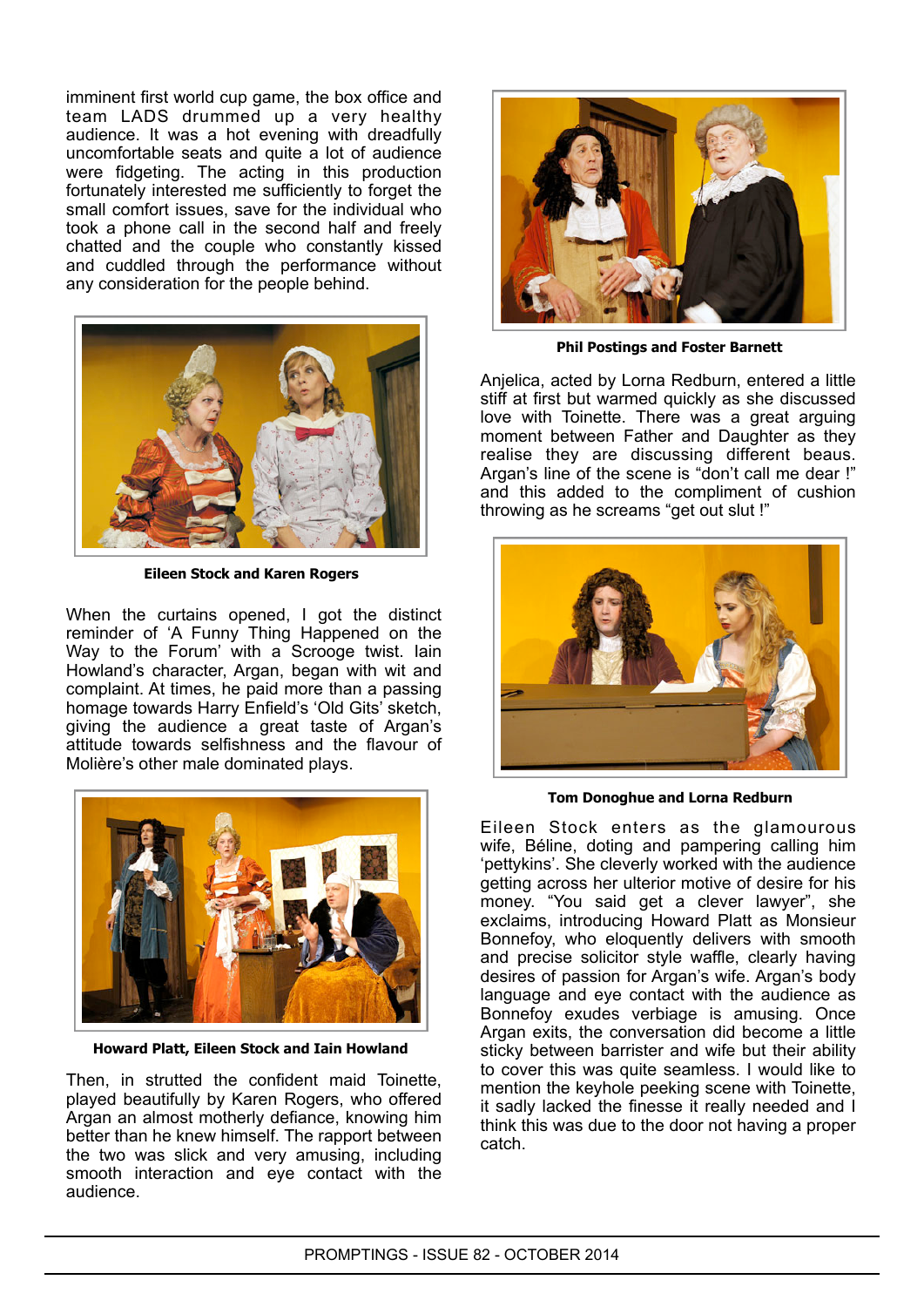imminent first world cup game, the box office and team LADS drummed up a very healthy audience. It was a hot evening with dreadfully uncomfortable seats and quite a lot of audience were fidgeting. The acting in this production fortunately interested me sufficiently to forget the small comfort issues, save for the individual who took a phone call in the second half and freely chatted and the couple who constantly kissed and cuddled through the performance without any consideration for the people behind.

**Eileen Stock and Karen Rogers**

When the curtains opened, I got the distinct reminder of 'A Funny Thing Happened on the Way to the Forum' with a Scrooge twist. Iain Howland's character, Argan, began with wit and complaint. At times, he paid more than a passing homage towards Harry Enfield's 'Old Gits' sketch, giving the audience a great taste of Argan's attitude towards selfishness and the flavour of Molière's other male dominated plays.

**Howard Platt, Eileen Stock and Iain Howland**

Then, in strutted the confident maid Toinette, played beautifully by Karen Rogers, who offered Argan an almost motherly defiance, knowing him better than he knew himself. The rapport between the two was slick and very amusing, including smooth interaction and eye contact with the audience.

**Phil Postings and Foster Barnett**

Anjelica, acted by Lorna Redburn, entered a little stiff at first but warmed quickly as she discussed love with Toinette. There was a great arguing moment between Father and Daughter as they realise they are discussing different beaus. Argan's line of the scene is "don't call me dear !" and this added to the compliment of cushion throwing as he screams "get out slut !"

**Tom Donoghue and Lorna Redburn**

Eileen Stock enters as the glamourous wife, Béline, doting and pampering calling him 'pettykins'. She cleverly worked with the audience getting across her ulterior motive of desire for his money. "You said get a clever lawyer", she exclaims, introducing Howard Platt as Monsieur Bonnefoy, who eloquently delivers with smooth and precise solicitor style waffle, clearly having desires of passion for Argan's wife. Argan's body language and eye contact with the audience as Bonnefoy exudes verbiage is amusing. Once Argan exits, the conversation did become a little sticky between barrister and wife but their ability to cover this was quite seamless. I would like to mention the keyhole peeking scene with Toinette, it sadly lacked the finesse it really needed and I think this was due to the door not having a proper catch.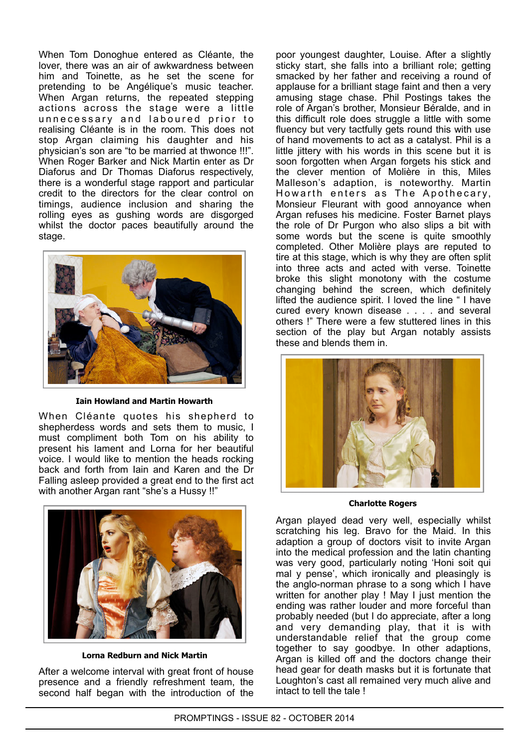When Tom Donoghue entered as Cléante, the lover, there was an air of awkwardness between him and Toinette, as he set the scene for pretending to be Angélique's music teacher. When Argan returns, the repeated stepping actions across the stage were a little unnecessary and laboured prior to realising Cléante is in the room. This does not stop Argan claiming his daughter and his physician's son are "to be married at thwonce !!!". When Roger Barker and Nick Martin enter as Dr Diaforus and Dr Thomas Diaforus respectively, there is a wonderful stage rapport and particular credit to the directors for the clear control on timings, audience inclusion and sharing the rolling eyes as gushing words are disgorged whilst the doctor paces beautifully around the stage.

**Iain Howland and Martin Howarth**

When Cléante quotes his shepherd to shepherdess words and sets them to music, I must compliment both Tom on his ability to present his lament and Lorna for her beautiful voice. I would like to mention the heads rocking back and forth from Iain and Karen and the Dr Falling asleep provided a great end to the first act with another Argan rant "she's a Hussy !!"

**Lorna Redburn and Nick Martin**

After a welcome interval with great front of house presence and a friendly refreshment team, the second half began with the introduction of the poor youngest daughter, Louise. After a slightly sticky start, she falls into a brilliant role; getting smacked by her father and receiving a round of applause for a brilliant stage faint and then a very amusing stage chase. Phil Postings takes the role of Argan's brother, Monsieur Béralde, and in this difficult role does struggle a little with some fluency but very tactfully gets round this with use of hand movements to act as a catalyst. Phil is a little jittery with his words in this scene but it is soon forgotten when Argan forgets his stick and the clever mention of Molière in this, Miles Malleson's adaption, is noteworthy. Martin Howarth enters as The Apothecary, Monsieur Fleurant with good annoyance when Argan refuses his medicine. Foster Barnet plays the role of Dr Purgon who also slips a bit with some words but the scene is quite smoothly completed. Other Molière plays are reputed to tire at this stage, which is why they are often split into three acts and acted with verse. Toinette broke this slight monotony with the costume changing behind the screen, which definitely lifted the audience spirit. I loved the line " I have cured every known disease . . . . and several others !" There were a few stuttered lines in this section of the play but Argan notably assists these and blends them in.

**Charlotte Rogers**

Argan played dead very well, especially whilst scratching his leg. Bravo for the Maid. In this adaption a group of doctors visit to invite Argan into the medical profession and the latin chanting was very good, particularly noting 'Honi soit qui mal y pense', which ironically and pleasingly is the anglo-norman phrase to a song which I have written for another play ! May I just mention the ending was rather louder and more forceful than probably needed (but I do appreciate, after a long and very demanding play, that it is with understandable relief that the group come together to say goodbye. In other adaptions, Argan is killed off and the doctors change their head gear for death masks but it is fortunate that Loughton's cast all remained very much alive and intact to tell the tale !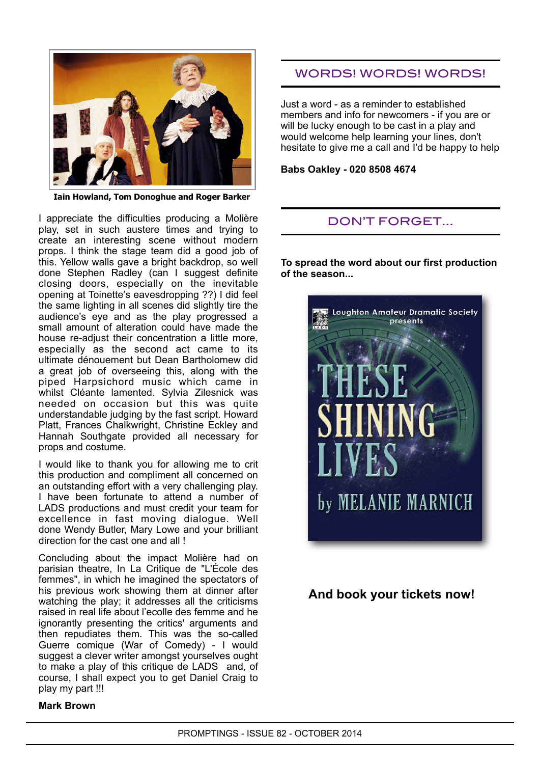Iain Howland, Tom Donoghue and Roger Barker

I appreciate the difficulties producing a Molière play, set in such austere times and trying to create an interesting scene without modern props. I think the stage team did a good job of this. Yellow walls gave a bright backdrop, so well done Stephen Radley (can I suggest definite closing doors, especially on the inevitable opening at Toinette's eavesdropping ??) I did feel the same lighting in all scenes did slightly tire the audience's eye and as the play progressed a small amount of alteration could have made the house re-adjust their concentration a little more, especially as the second act came to its ultimate dénouement but Dean Bartholomew did a great job of overseeing this, along with the piped Harpsichord music which came in whilst Cléante lamented. Sylvia Zilesnick was needed on occasion but this was quite understandable judging by the fast script. Howard Platt, Frances Chalkwright, Christine Eckley and Hannah Southgate provided all necessary for props and costume.

I would like to thank you for allowing me to crit this production and compliment all concerned on an outstanding effort with a very challenging play. I have been fortunate to attend a number of LADS productions and must credit your team for excellence in fast moving dialogue. Well done Wendy Butler, Mary Lowe and your brilliant direction for the cast one and all !

Concluding about the impact Molière had on parisian theatre, In La Critique de "L'École des femmes", in which he imagined the spectators of his previous work showing them at dinner after watching the play; it addresses all the criticisms raised in real life about l'ecolle des femme and he ignorantly presenting the critics' arguments and then repudiates them. This was the so-called Guerre comique (War of Comedy) - I would suggest a clever writer amongst yourselves ought to make a play of this critique de LADS and, of course, I shall expect you to get Daniel Craig to play my part !!!

**Mark Brown**

## WORDS! WORDS! WORDS!

Just a word - as a reminder to established members and info for newcomers - if you are or will be lucky enough to be cast in a play and would welcome help learning your lines, don't hesitate to give me a call and I'd be happy to help

**Babs Oakley - 020 8508 4674**

## DON'T FORGET...

**To spread the word about our first production of the season...**

Loughton Amateur Dramatic Society presents

THESE SHINING LIVES

by MELANIE MARNICH

**And book your tickets now!**